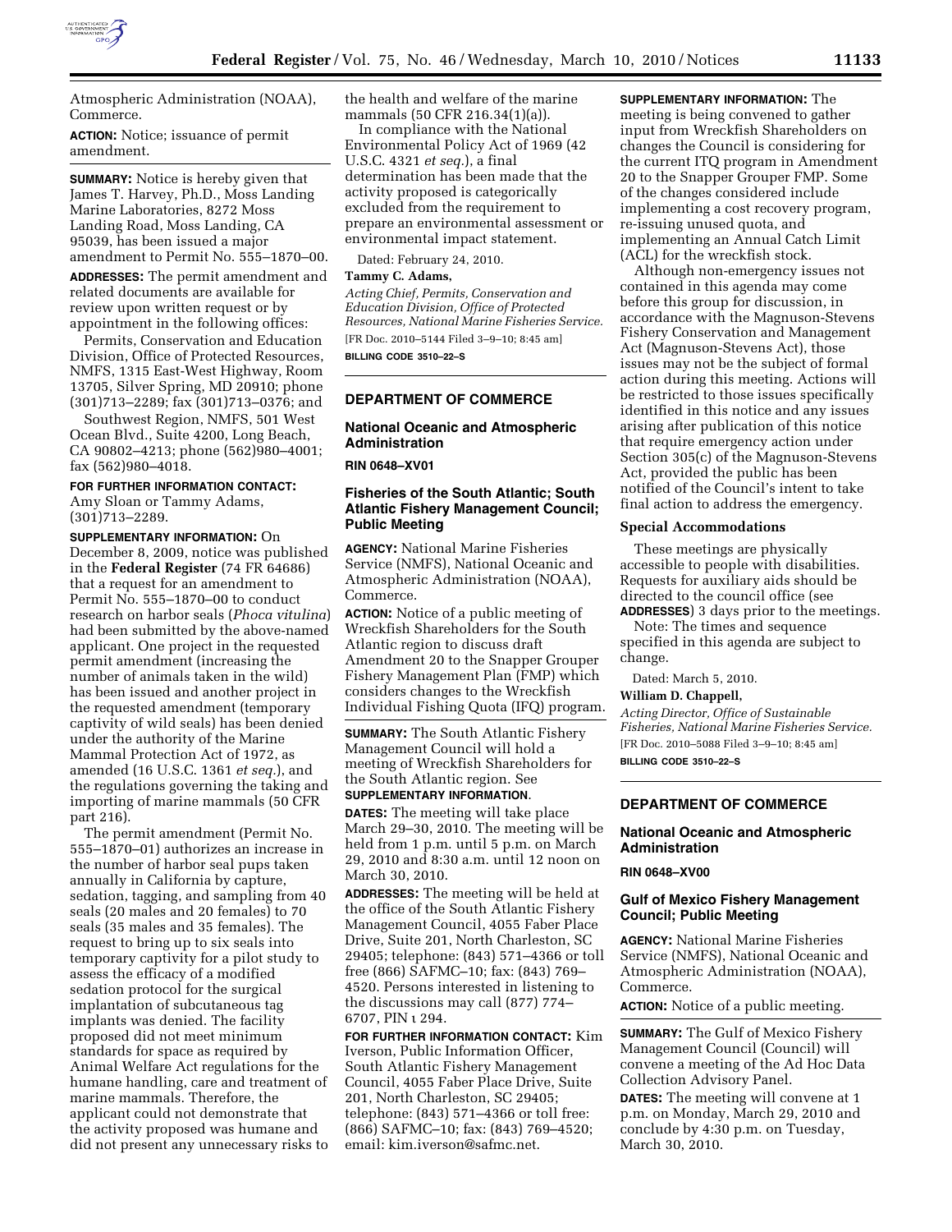Atmospheric Administration (NOAA), Commerce.

**ACTION:** Notice; issuance of permit amendment.

**SUMMARY:** Notice is hereby given that James T. Harvey, Ph.D., Moss Landing Marine Laboratories, 8272 Moss Landing Road, Moss Landing, CA 95039, has been issued a major amendment to Permit No. 555–1870–00.

**ADDRESSES:** The permit amendment and related documents are available for review upon written request or by appointment in the following offices:

Permits, Conservation and Education Division, Office of Protected Resources, NMFS, 1315 East-West Highway, Room 13705, Silver Spring, MD 20910; phone (301)713–2289; fax (301)713–0376; and

Southwest Region, NMFS, 501 West Ocean Blvd., Suite 4200, Long Beach, CA 90802–4213; phone (562)980–4001; fax (562)980–4018.

**FOR FURTHER INFORMATION CONTACT:** Amy Sloan or Tammy Adams, (301)713–2289.

**SUPPLEMENTARY INFORMATION:** On December 8, 2009, notice was published in the **Federal Register** (74 FR 64686) that a request for an amendment to Permit No. 555–1870–00 to conduct research on harbor seals (*Phoca vitulina*) had been submitted by the above-named applicant. One project in the requested permit amendment (increasing the number of animals taken in the wild) has been issued and another project in the requested amendment (temporary captivity of wild seals) has been denied under the authority of the Marine Mammal Protection Act of 1972, as amended (16 U.S.C. 1361 *et seq.*), and the regulations governing the taking and importing of marine mammals (50 CFR part 216).

The permit amendment (Permit No. 555–1870–01) authorizes an increase in the number of harbor seal pups taken annually in California by capture, sedation, tagging, and sampling from 40 seals (20 males and 20 females) to 70 seals (35 males and 35 females). The request to bring up to six seals into temporary captivity for a pilot study to assess the efficacy of a modified sedation protocol for the surgical implantation of subcutaneous tag implants was denied. The facility proposed did not meet minimum standards for space as required by Animal Welfare Act regulations for the humane handling, care and treatment of marine mammals. Therefore, the applicant could not demonstrate that the activity proposed was humane and did not present any unnecessary risks to the health and welfare of the marine mammals (50 CFR 216.34(1)(a)).

In compliance with the National Environmental Policy Act of 1969 (42 U.S.C. 4321 *et seq.*), a final determination has been made that the activity proposed is categorically excluded from the requirement to prepare an environmental assessment or environmental impact statement.

Dated: February 24, 2010.

**Tammy C. Adams,**

*Acting Chief, Permits, Conservation and Education Division, Office of Protected Resources, National Marine Fisheries Service.*

[FR Doc. 2010–5144 Filed 3–9–10; 8:45 am]

**BILLING CODE 3510–22–S**

## DEPARTMENT OF COMMERCE

### National Oceanic and Atmospheric Administration

**RIN 0648–XV01**

### Fisheries of the South Atlantic; South Atlantic Fishery Management Council; Public Meeting

**AGENCY:** National Marine Fisheries Service (NMFS), National Oceanic and Atmospheric Administration (NOAA), Commerce.

**ACTION:** Notice of a public meeting of Wreckfish Shareholders for the South Atlantic region to discuss draft Amendment 20 to the Snapper Grouper Fishery Management Plan (FMP) which considers changes to the Wreckfish Individual Fishing Quota (IFQ) program.

**SUMMARY:** The South Atlantic Fishery Management Council will hold a meeting of Wreckfish Shareholders for the South Atlantic region. See **SUPPLEMENTARY INFORMATION**.

**DATES:** The meeting will take place March 29–30, 2010. The meeting will be held from 1 p.m. until 5 p.m. on March 29, 2010 and 8:30 a.m. until 12 noon on March 30, 2010.

**ADDRESSES:** The meeting will be held at the office of the South Atlantic Fishery Management Council, 4055 Faber Place Drive, Suite 201, North Charleston, SC 29405; telephone: (843) 571–4366 or toll free (866) SAFMC–10; fax: (843) 769–4520. Persons interested in listening to the discussions may call (877) 774–6707, PIN ι 294.

**FOR FURTHER INFORMATION CONTACT:** Kim Iverson, Public Information Officer, South Atlantic Fishery Management Council, 4055 Faber Place Drive, Suite 201, North Charleston, SC 29405; telephone: (843) 571–4366 or toll free: (866) SAFMC–10; fax: (843) 769–4520; email: kim.iverson@safmc.net.

**SUPPLEMENTARY INFORMATION:** The meeting is being convened to gather input from Wreckfish Shareholders on changes the Council is considering for the current ITQ program in Amendment 20 to the Snapper Grouper FMP. Some of the changes considered include implementing a cost recovery program, re-issuing unused quota, and implementing an Annual Catch Limit (ACL) for the wreckfish stock.

Although non-emergency issues not contained in this agenda may come before this group for discussion, in accordance with the Magnuson-Stevens Fishery Conservation and Management Act (Magnuson-Stevens Act), those issues may not be the subject of formal action during this meeting. Actions will be restricted to those issues specifically identified in this notice and any issues arising after publication of this notice that require emergency action under Section 305(c) of the Magnuson-Stevens Act, provided the public has been notified of the Council's intent to take final action to address the emergency.

#### Special Accommodations

These meetings are physically accessible to people with disabilities. Requests for auxiliary aids should be directed to the council office (see **ADDRESSES**) 3 days prior to the meetings.

Note: The times and sequence specified in this agenda are subject to change.

Dated: March 5, 2010.

**William D. Chappell,**

*Acting Director, Office of Sustainable Fisheries, National Marine Fisheries Service.*

[FR Doc. 2010–5088 Filed 3–9–10; 8:45 am]

**BILLING CODE 3510–22–S**

## DEPARTMENT OF COMMERCE

### National Oceanic and Atmospheric Administration

**RIN 0648–XV00**

### Gulf of Mexico Fishery Management Council; Public Meeting

**AGENCY:** National Marine Fisheries Service (NMFS), National Oceanic and Atmospheric Administration (NOAA), Commerce.

**ACTION:** Notice of a public meeting.

**SUMMARY:** The Gulf of Mexico Fishery Management Council (Council) will convene a meeting of the Ad Hoc Data Collection Advisory Panel.

**DATES:** The meeting will convene at 1 p.m. on Monday, March 29, 2010 and conclude by 4:30 p.m. on Tuesday, March 30, 2010.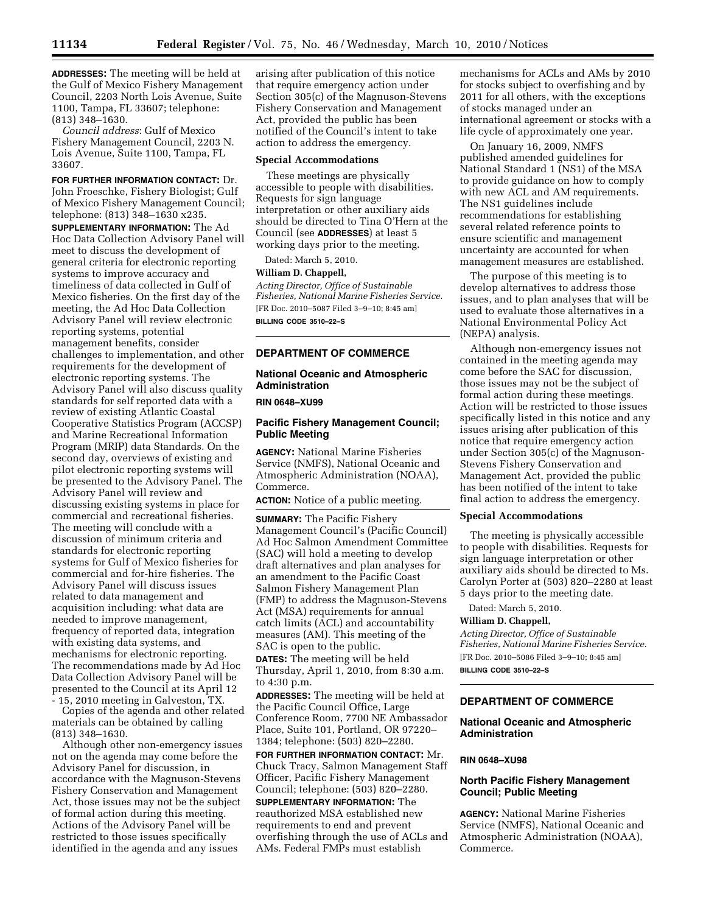**ADDRESSES:** The meeting will be held at the Gulf of Mexico Fishery Management Council, 2203 North Lois Avenue, Suite 1100, Tampa, FL 33607; telephone: (813) 348–1630.

*Council address*: Gulf of Mexico Fishery Management Council, 2203 N. Lois Avenue, Suite 1100, Tampa, FL 33607.

**FOR FURTHER INFORMATION CONTACT:** Dr. John Froeschke, Fishery Biologist; Gulf of Mexico Fishery Management Council; telephone: (813) 348–1630 x235.

**SUPPLEMENTARY INFORMATION:** The Ad Hoc Data Collection Advisory Panel will meet to discuss the development of general criteria for electronic reporting systems to improve accuracy and timeliness of data collected in Gulf of Mexico fisheries. On the first day of the meeting, the Ad Hoc Data Collection Advisory Panel will review electronic reporting systems, potential management benefits, consider challenges to implementation, and other requirements for the development of electronic reporting systems. The Advisory Panel will also discuss quality standards for self reported data with a review of existing Atlantic Coastal Cooperative Statistics Program (ACCSP) and Marine Recreational Information Program (MRIP) data Standards. On the second day, overviews of existing and pilot electronic reporting systems will be presented to the Advisory Panel. The Advisory Panel will review and discussing existing systems in place for commercial and recreational fisheries. The meeting will conclude with a discussion of minimum criteria and standards for electronic reporting systems for Gulf of Mexico fisheries for commercial and for-hire fisheries. The Advisory Panel will discuss issues related to data management and acquisition including: what data are needed to improve management, frequency of reported data, integration with existing data systems, and mechanisms for electronic reporting. The recommendations made by Ad Hoc Data Collection Advisory Panel will be presented to the Council at its April 12 - 15, 2010 meeting in Galveston, TX.

Copies of the agenda and other related materials can be obtained by calling (813) 348–1630.

Although other non-emergency issues not on the agenda may come before the Advisory Panel for discussion, in accordance with the Magnuson-Stevens Fishery Conservation and Management Act, those issues may not be the subject of formal action during this meeting. Actions of the Advisory Panel will be restricted to those issues specifically identified in the agenda and any issues arising after publication of this notice that require emergency action under Section 305(c) of the Magnuson-Stevens Fishery Conservation and Management Act, provided the public has been notified of the Council's intent to take action to address the emergency.

### Special Accommodations

These meetings are physically accessible to people with disabilities. Requests for sign language interpretation or other auxiliary aids should be directed to Tina O'Hern at the Council (see **ADDRESSES**) at least 5 working days prior to the meeting.

Dated: March 5, 2010.

**William D. Chappell,**

*Acting Director, Office of Sustainable Fisheries, National Marine Fisheries Service.*

[FR Doc. 2010–5087 Filed 3–9–10; 8:45 am]

**BILLING CODE 3510–22–S**

## DEPARTMENT OF COMMERCE

### National Oceanic and Atmospheric Administration

**RIN 0648–XU99**

### Pacific Fishery Management Council; Public Meeting

**AGENCY:** National Marine Fisheries Service (NMFS), National Oceanic and Atmospheric Administration (NOAA), Commerce.

**ACTION:** Notice of a public meeting.

**SUMMARY:** The Pacific Fishery Management Council's (Pacific Council) Ad Hoc Salmon Amendment Committee (SAC) will hold a meeting to develop draft alternatives and plan analyses for an amendment to the Pacific Coast Salmon Fishery Management Plan (FMP) to address the Magnuson-Stevens Act (MSA) requirements for annual catch limits (ACL) and accountability measures (AM). This meeting of the SAC is open to the public.

**DATES:** The meeting will be held Thursday, April 1, 2010, from 8:30 a.m. to 4:30 p.m.

**ADDRESSES:** The meeting will be held at the Pacific Council Office, Large Conference Room, 7700 NE Ambassador Place, Suite 101, Portland, OR 97220–1384; telephone: (503) 820–2280.

**FOR FURTHER INFORMATION CONTACT:** Mr. Chuck Tracy, Salmon Management Staff Officer, Pacific Fishery Management Council; telephone: (503) 820–2280.

**SUPPLEMENTARY INFORMATION:** The reauthorized MSA established new requirements to end and prevent overfishing through the use of ACLs and AMs. Federal FMPs must establish mechanisms for ACLs and AMs by 2010 for stocks subject to overfishing and by 2011 for all others, with the exceptions of stocks managed under an international agreement or stocks with a life cycle of approximately one year.

On January 16, 2009, NMFS published amended guidelines for National Standard 1 (NS1) of the MSA to provide guidance on how to comply with new ACL and AM requirements. The NS1 guidelines include recommendations for establishing several related reference points to ensure scientific and management uncertainty are accounted for when management measures are established.

The purpose of this meeting is to develop alternatives to address those issues, and to plan analyses that will be used to evaluate those alternatives in a National Environmental Policy Act (NEPA) analysis.

Although non-emergency issues not contained in the meeting agenda may come before the SAC for discussion, those issues may not be the subject of formal action during these meetings. Action will be restricted to those issues specifically listed in this notice and any issues arising after publication of this notice that require emergency action under Section 305(c) of the Magnuson-Stevens Fishery Conservation and Management Act, provided the public has been notified of the intent to take final action to address the emergency.

### Special Accommodations

The meeting is physically accessible to people with disabilities. Requests for sign language interpretation or other auxiliary aids should be directed to Ms. Carolyn Porter at (503) 820–2280 at least 5 days prior to the meeting date.

Dated: March 5, 2010.

**William D. Chappell,**

*Acting Director, Office of Sustainable Fisheries, National Marine Fisheries Service.*

[FR Doc. 2010–5086 Filed 3–9–10; 8:45 am]

**BILLING CODE 3510–22–S**

## DEPARTMENT OF COMMERCE

### National Oceanic and Atmospheric Administration

**RIN 0648–XU98**

### North Pacific Fishery Management Council; Public Meeting

**AGENCY:** National Marine Fisheries Service (NMFS), National Oceanic and Atmospheric Administration (NOAA), Commerce.